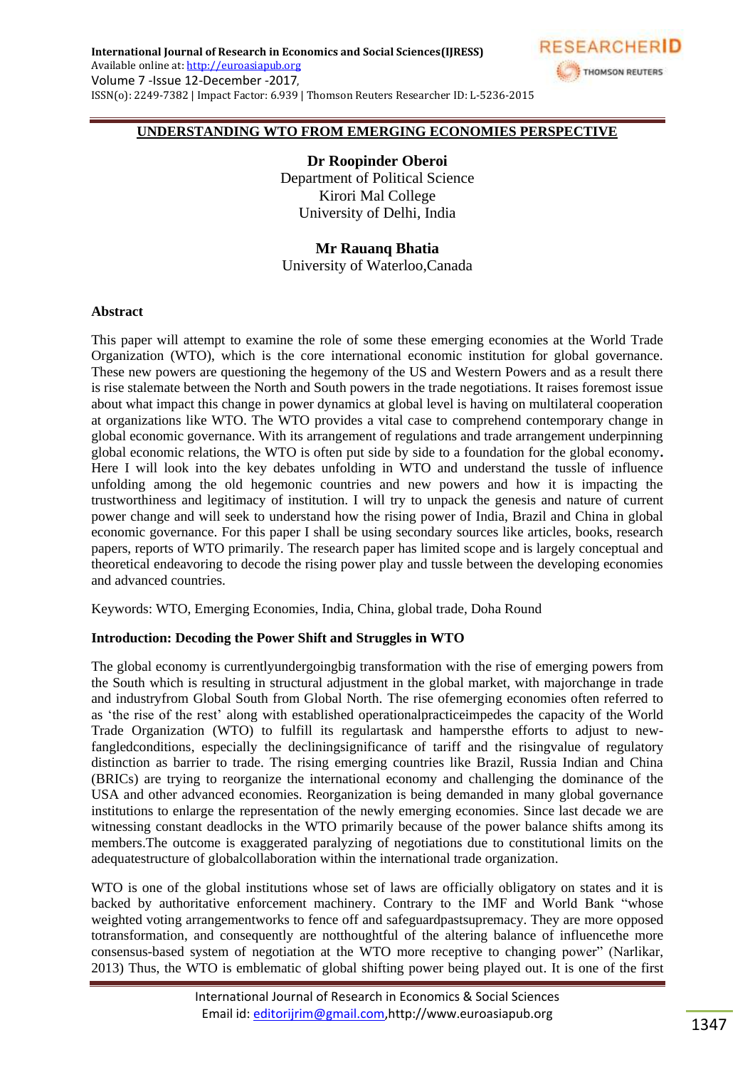# UNDERSTANDING WTO FROM EMERGING ECONOMIES PERSPECTIVE

**Dr Roopinder Oberoi**
Department of Political Science
Kirori Mal College
University of Delhi, India

**Mr Rauanq Bhatia**
University of Waterloo,Canada

## Abstract

This paper will attempt to examine the role of some these emerging economies at the World Trade Organization (WTO), which is the core international economic institution for global governance. These new powers are questioning the hegemony of the US and Western Powers and as a result there is rise stalemate between the North and South powers in the trade negotiations. It raises foremost issue about what impact this change in power dynamics at global level is having on multilateral cooperation at organizations like WTO. The WTO provides a vital case to comprehend contemporary change in global economic governance. With its arrangement of regulations and trade arrangement underpinning global economic relations, the WTO is often put side by side to a foundation for the global economy**.** Here I will look into the key debates unfolding in WTO and understand the tussle of influence unfolding among the old hegemonic countries and new powers and how it is impacting the trustworthiness and legitimacy of institution. I will try to unpack the genesis and nature of current power change and will seek to understand how the rising power of India, Brazil and China in global economic governance. For this paper I shall be using secondary sources like articles, books, research papers, reports of WTO primarily. The research paper has limited scope and is largely conceptual and theoretical endeavoring to decode the rising power play and tussle between the developing economies and advanced countries.

Keywords: WTO, Emerging Economies, India, China, global trade, Doha Round

## Introduction: Decoding the Power Shift and Struggles in WTO

The global economy is currentlyundergoingbig transformation with the rise of emerging powers from the South which is resulting in structural adjustment in the global market, with majorchange in trade and industryfrom Global South from Global North. The rise ofemerging economies often referred to as 'the rise of the rest' along with established operationalpracticeimpedes the capacity of the World Trade Organization (WTO) to fulfill its regulartask and hampersthe efforts to adjust to new-fangledconditions, especially the decliningsignificance of tariff and the risingvalue of regulatory distinction as barrier to trade. The rising emerging countries like Brazil, Russia Indian and China (BRICs) are trying to reorganize the international economy and challenging the dominance of the USA and other advanced economies. Reorganization is being demanded in many global governance institutions to enlarge the representation of the newly emerging economies. Since last decade we are witnessing constant deadlocks in the WTO primarily because of the power balance shifts among its members.The outcome is exaggerated paralyzing of negotiations due to constitutional limits on the adequatestructure of globalcollaboration within the international trade organization.

WTO is one of the global institutions whose set of laws are officially obligatory on states and it is backed by authoritative enforcement machinery. Contrary to the IMF and World Bank "whose weighted voting arrangementworks to fence off and safeguardpastsupremacy. They are more opposed totransformation, and consequently are notthoughtful of the altering balance of influencethe more consensus-based system of negotiation at the WTO more receptive to changing power" (Narlikar, 2013) Thus, the WTO is emblematic of global shifting power being played out. It is one of the first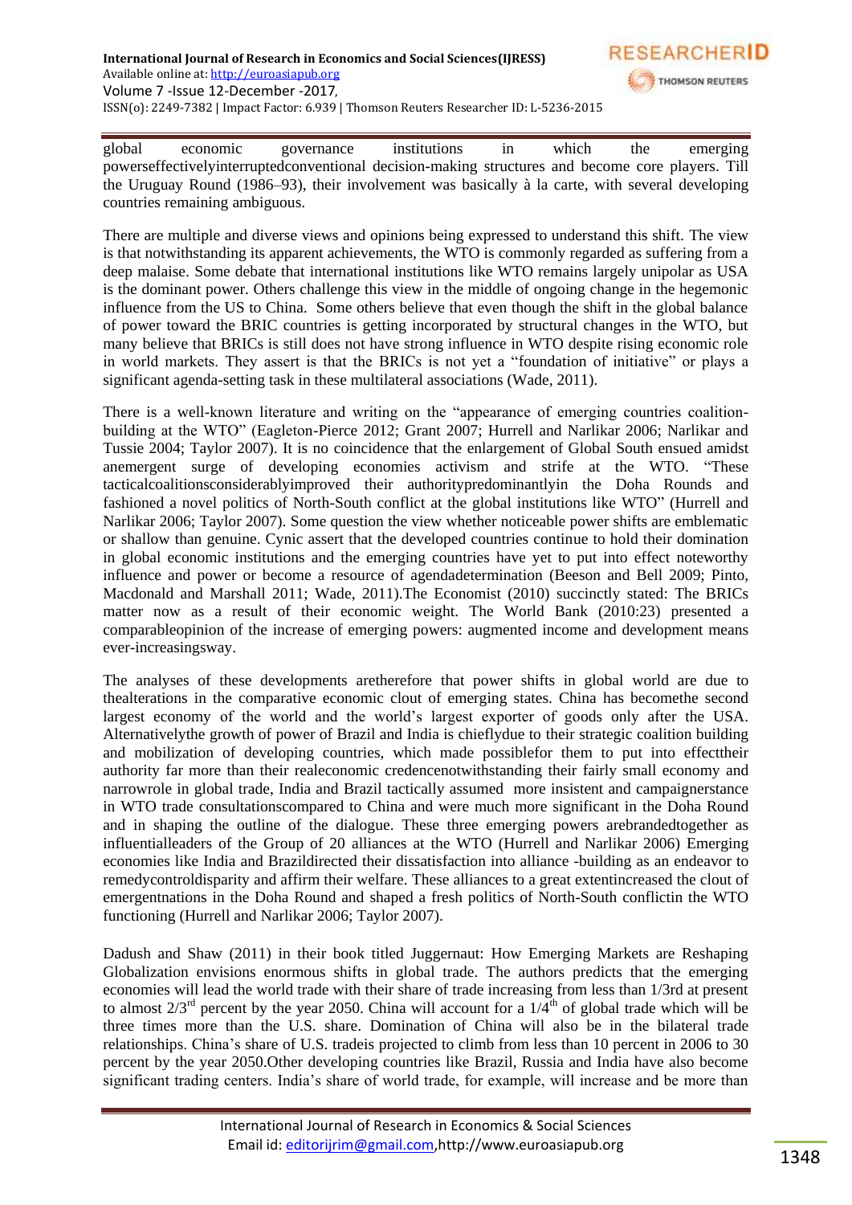global economic governance institutions in which the emerging powerseffectivelyinterruptedconventional decision-making structures and become core players. Till the Uruguay Round (1986–93), their involvement was basically à la carte, with several developing countries remaining ambiguous.

There are multiple and diverse views and opinions being expressed to understand this shift. The view is that notwithstanding its apparent achievements, the WTO is commonly regarded as suffering from a deep malaise. Some debate that international institutions like WTO remains largely unipolar as USA is the dominant power. Others challenge this view in the middle of ongoing change in the hegemonic influence from the US to China. Some others believe that even though the shift in the global balance of power toward the BRIC countries is getting incorporated by structural changes in the WTO, but many believe that BRICs is still does not have strong influence in WTO despite rising economic role in world markets. They assert is that the BRICs is not yet a "foundation of initiative" or plays a significant agenda-setting task in these multilateral associations (Wade, 2011).

There is a well-known literature and writing on the "appearance of emerging countries coalition-building at the WTO" (Eagleton-Pierce 2012; Grant 2007; Hurrell and Narlikar 2006; Narlikar and Tussie 2004; Taylor 2007). It is no coincidence that the enlargement of Global South ensued amidst anemergent surge of developing economies activism and strife at the WTO. "These tacticalcoalitionsconsiderablyimproved their authoritypredominantlyin the Doha Rounds and fashioned a novel politics of North-South conflict at the global institutions like WTO" (Hurrell and Narlikar 2006; Taylor 2007). Some question the view whether noticeable power shifts are emblematic or shallow than genuine. Cynic assert that the developed countries continue to hold their domination in global economic institutions and the emerging countries have yet to put into effect noteworthy influence and power or become a resource of agendadetermination (Beeson and Bell 2009; Pinto, Macdonald and Marshall 2011; Wade, 2011).The Economist (2010) succinctly stated: The BRICs matter now as a result of their economic weight. The World Bank (2010:23) presented a comparableopinion of the increase of emerging powers: augmented income and development means ever-increasingsway.

The analyses of these developments aretherefore that power shifts in global world are due to thealterations in the comparative economic clout of emerging states. China has becomethe second largest economy of the world and the world's largest exporter of goods only after the USA. Alternativelythe growth of power of Brazil and India is chieflydue to their strategic coalition building and mobilization of developing countries, which made possiblefor them to put into effecttheir authority far more than their realeconomic credencenotwithstanding their fairly small economy and narrowrole in global trade, India and Brazil tactically assumed more insistent and campaignerstance in WTO trade consultationscompared to China and were much more significant in the Doha Round and in shaping the outline of the dialogue. These three emerging powers arebrandedtogether as influentialleaders of the Group of 20 alliances at the WTO (Hurrell and Narlikar 2006) Emerging economies like India and Brazildirected their dissatisfaction into alliance -building as an endeavor to remedycontroldisparity and affirm their welfare. These alliances to a great extentincreased the clout of emergentnations in the Doha Round and shaped a fresh politics of North-South conflictin the WTO functioning (Hurrell and Narlikar 2006; Taylor 2007).

Dadush and Shaw (2011) in their book titled Juggernaut: How Emerging Markets are Reshaping Globalization envisions enormous shifts in global trade. The authors predicts that the emerging economies will lead the world trade with their share of trade increasing from less than 1/3rd at present to almost 2/3rd percent by the year 2050. China will account for a 1/4th of global trade which will be three times more than the U.S. share. Domination of China will also be in the bilateral trade relationships. China's share of U.S. tradeis projected to climb from less than 10 percent in 2006 to 30 percent by the year 2050.Other developing countries like Brazil, Russia and India have also become significant trading centers. India's share of world trade, for example, will increase and be more than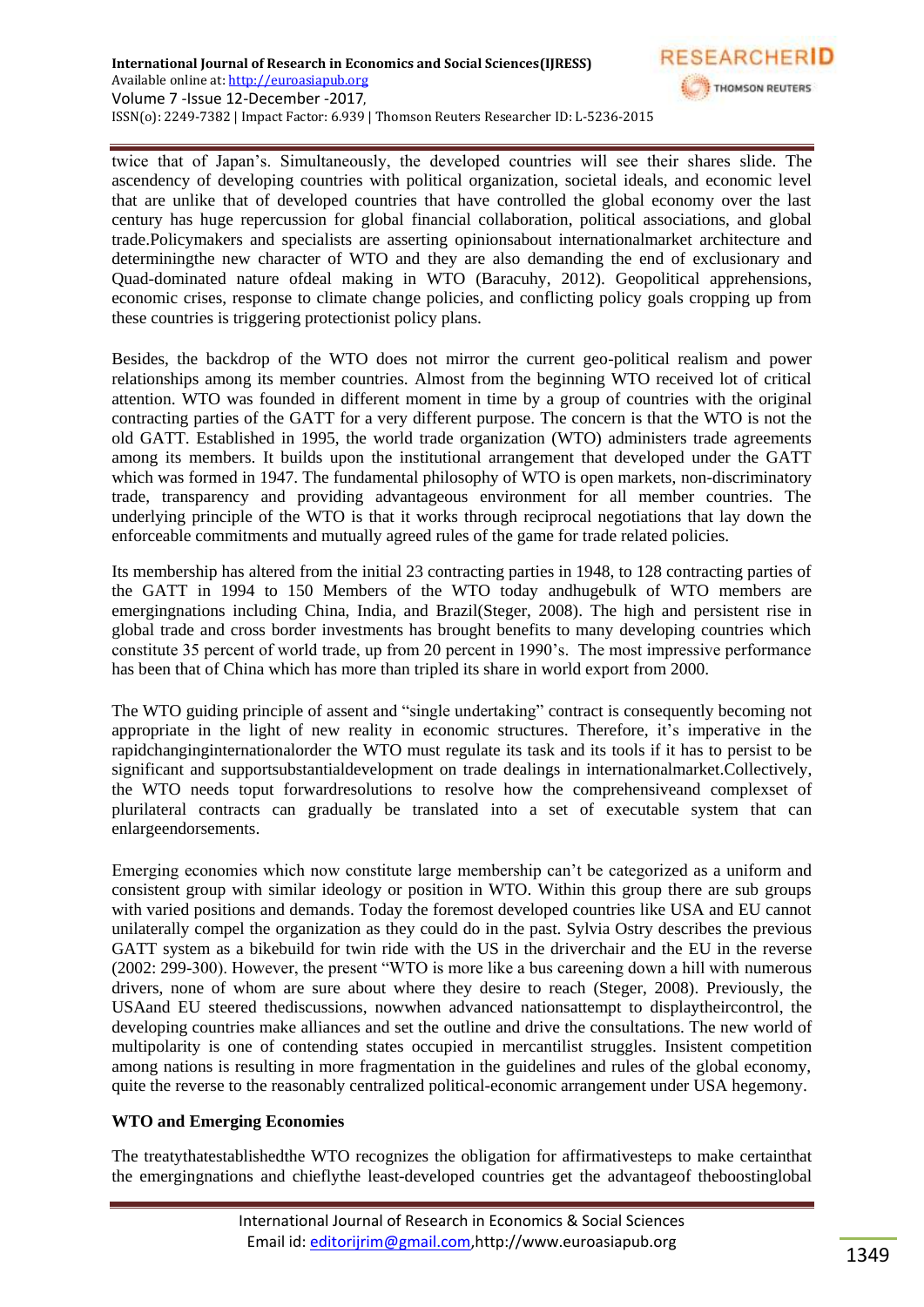twice that of Japan's. Simultaneously, the developed countries will see their shares slide. The ascendency of developing countries with political organization, societal ideals, and economic level that are unlike that of developed countries that have controlled the global economy over the last century has huge repercussion for global financial collaboration, political associations, and global trade.Policymakers and specialists are asserting opinionsabout internationalmarket architecture and determiningthe new character of WTO and they are also demanding the end of exclusionary and Quad-dominated nature ofdeal making in WTO (Baracuhy, 2012). Geopolitical apprehensions, economic crises, response to climate change policies, and conflicting policy goals cropping up from these countries is triggering protectionist policy plans.

Besides, the backdrop of the WTO does not mirror the current geo-political realism and power relationships among its member countries. Almost from the beginning WTO received lot of critical attention. WTO was founded in different moment in time by a group of countries with the original contracting parties of the GATT for a very different purpose. The concern is that the WTO is not the old GATT. Established in 1995, the world trade organization (WTO) administers trade agreements among its members. It builds upon the institutional arrangement that developed under the GATT which was formed in 1947. The fundamental philosophy of WTO is open markets, non-discriminatory trade, transparency and providing advantageous environment for all member countries. The underlying principle of the WTO is that it works through reciprocal negotiations that lay down the enforceable commitments and mutually agreed rules of the game for trade related policies.

Its membership has altered from the initial 23 contracting parties in 1948, to 128 contracting parties of the GATT in 1994 to 150 Members of the WTO today andhugebulk of WTO members are emergingnations including China, India, and Brazil(Steger, 2008). The high and persistent rise in global trade and cross border investments has brought benefits to many developing countries which constitute 35 percent of world trade, up from 20 percent in 1990's. The most impressive performance has been that of China which has more than tripled its share in world export from 2000.

The WTO guiding principle of assent and "single undertaking" contract is consequently becoming not appropriate in the light of new reality in economic structures. Therefore, it's imperative in the rapidchanginginternationalorder the WTO must regulate its task and its tools if it has to persist to be significant and supportsubstantialdevelopment on trade dealings in internationalmarket.Collectively, the WTO needs toput forwardresolutions to resolve how the comprehensiveand complexset of plurilateral contracts can gradually be translated into a set of executable system that can enlargeendorsements.

Emerging economies which now constitute large membership can't be categorized as a uniform and consistent group with similar ideology or position in WTO. Within this group there are sub groups with varied positions and demands. Today the foremost developed countries like USA and EU cannot unilaterally compel the organization as they could do in the past. Sylvia Ostry describes the previous GATT system as a bikebuild for twin ride with the US in the driverchair and the EU in the reverse (2002: 299-300). However, the present "WTO is more like a bus careening down a hill with numerous drivers, none of whom are sure about where they desire to reach (Steger, 2008). Previously, the USAand EU steered thediscussions, nowwhen advanced nationsattempt to displaytheircontrol, the developing countries make alliances and set the outline and drive the consultations. The new world of multipolarity is one of contending states occupied in mercantilist struggles. Insistent competition among nations is resulting in more fragmentation in the guidelines and rules of the global economy, quite the reverse to the reasonably centralized political-economic arrangement under USA hegemony.

**WTO and Emerging Economies**

The treatythatestablishedthe WTO recognizes the obligation for affirmativesteps to make certainthat the emergingnations and chieflythe least-developed countries get the advantageof theboostinglobal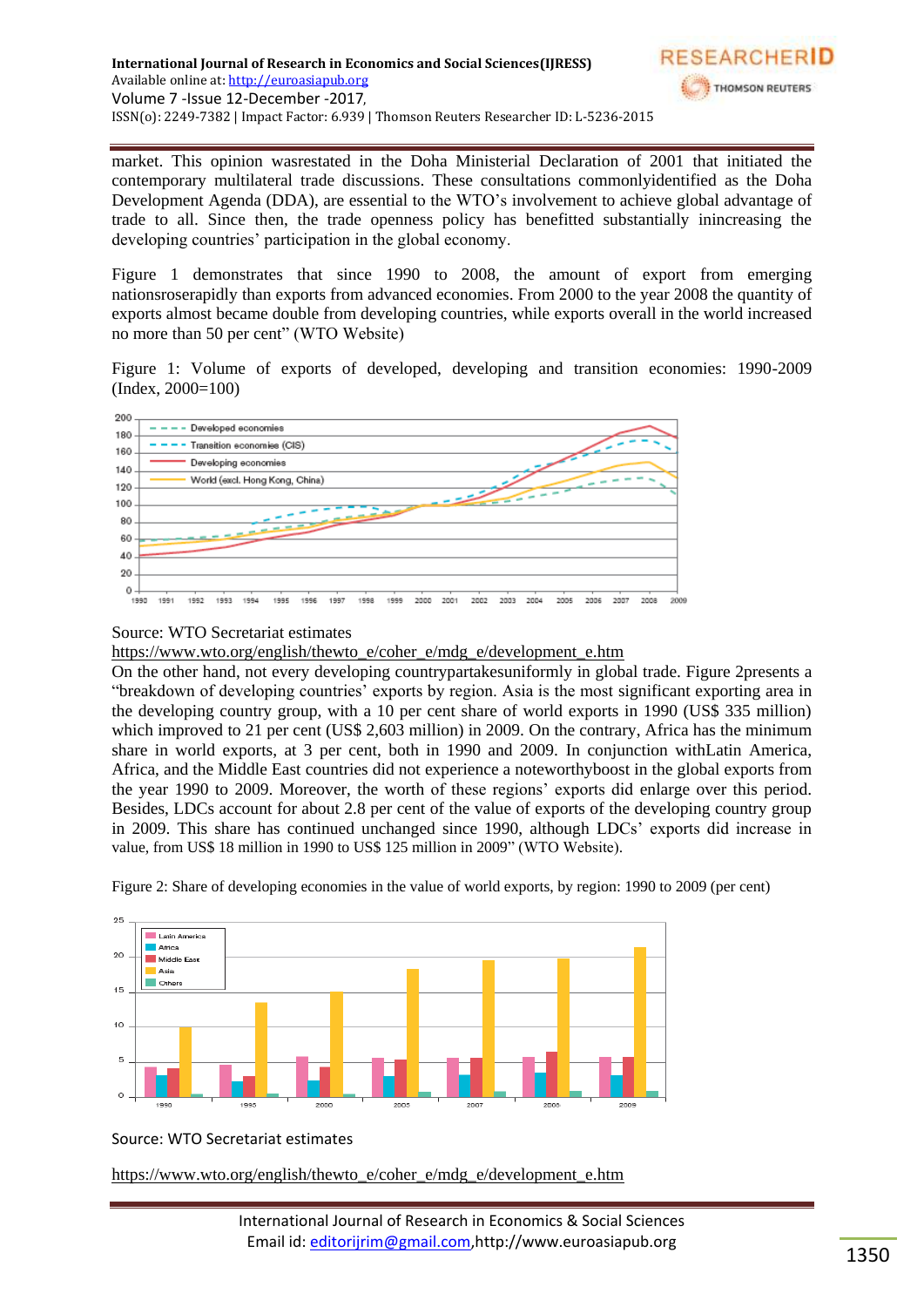market. This opinion wasrestated in the Doha Ministerial Declaration of 2001 that initiated the contemporary multilateral trade discussions. These consultations commonlyidentified as the Doha Development Agenda (DDA), are essential to the WTO's involvement to achieve global advantage of trade to all. Since then, the trade openness policy has benefitted substantially inincreasing the developing countries' participation in the global economy.

Figure 1 demonstrates that since 1990 to 2008, the amount of export from emerging nationsroserapidly than exports from advanced economies. From 2000 to the year 2008 the quantity of exports almost became double from developing countries, while exports overall in the world increased no more than 50 per cent" (WTO Website)

Figure 1: Volume of exports of developed, developing and transition economies: 1990-2009 (Index, 2000=100)

Source: WTO Secretariat estimates

https://www.wto.org/english/thewto_e/coher_e/mdg_e/development_e.htm

On the other hand, not every developing countrypartakesuniformly in global trade. Figure 2presents a "breakdown of developing countries' exports by region. Asia is the most significant exporting area in the developing country group, with a 10 per cent share of world exports in 1990 (US$ 335 million) which improved to 21 per cent (US$ 2,603 million) in 2009. On the contrary, Africa has the minimum share in world exports, at 3 per cent, both in 1990 and 2009. In conjunction withLatin America, Africa, and the Middle East countries did not experience a noteworthyboost in the global exports from the year 1990 to 2009. Moreover, the worth of these regions' exports did enlarge over this period. Besides, LDCs account for about 2.8 per cent of the value of exports of the developing country group in 2009. This share has continued unchanged since 1990, although LDCs' exports did increase in value, from US$ 18 million in 1990 to US$ 125 million in 2009" (WTO Website).

Figure 2: Share of developing economies in the value of world exports, by region: 1990 to 2009 (per cent)

Source: WTO Secretariat estimates

https://www.wto.org/english/thewto_e/coher_e/mdg_e/development_e.htm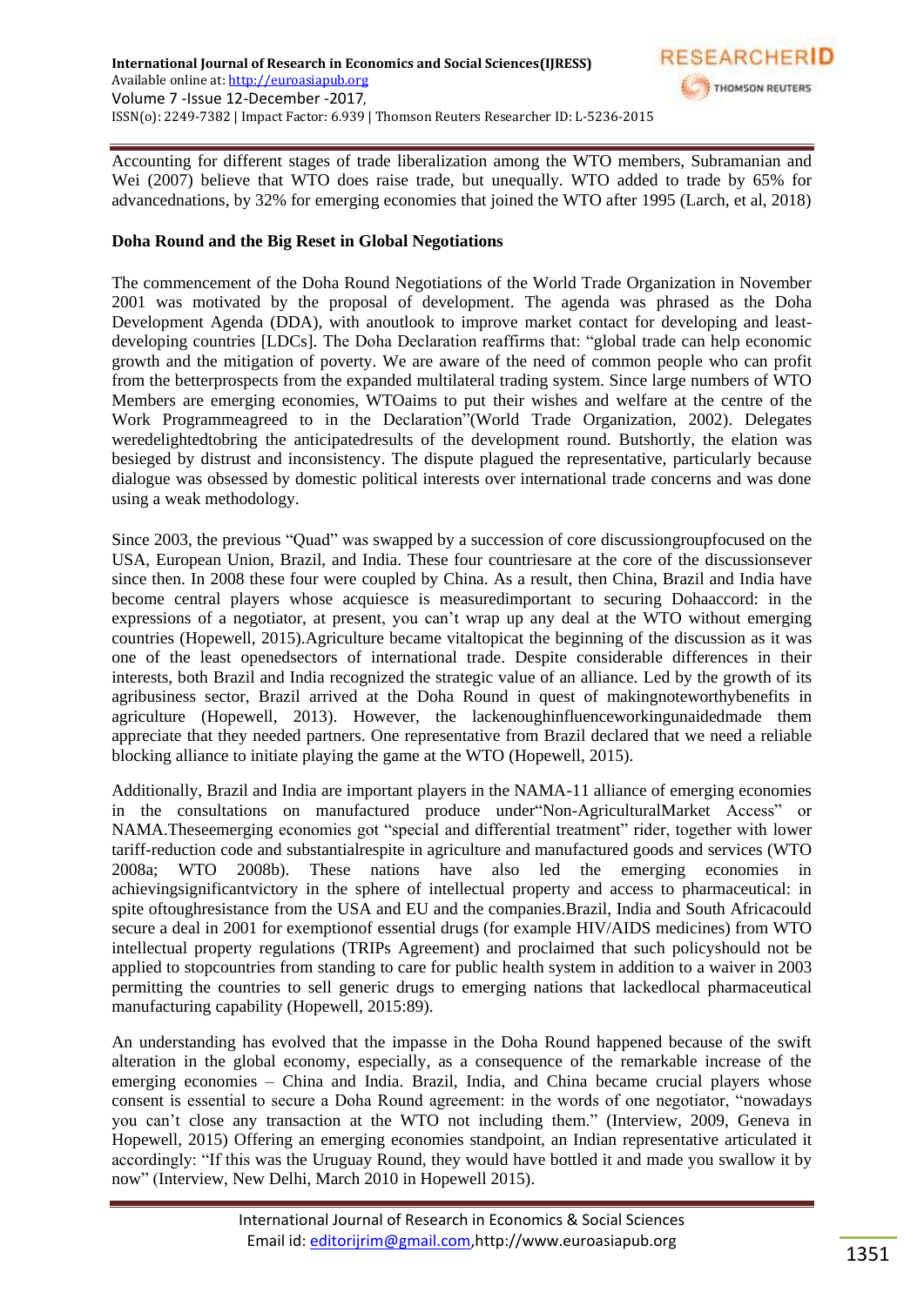Accounting for different stages of trade liberalization among the WTO members, Subramanian and Wei (2007) believe that WTO does raise trade, but unequally. WTO added to trade by 65% for advancednations, by 32% for emerging economies that joined the WTO after 1995 (Larch, et al, 2018)

**Doha Round and the Big Reset in Global Negotiations**

The commencement of the Doha Round Negotiations of the World Trade Organization in November 2001 was motivated by the proposal of development. The agenda was phrased as the Doha Development Agenda (DDA), with anoutlook to improve market contact for developing and least-developing countries [LDCs]. The Doha Declaration reaffirms that: "global trade can help economic growth and the mitigation of poverty. We are aware of the need of common people who can profit from the betterprospects from the expanded multilateral trading system. Since large numbers of WTO Members are emerging economies, WTOaims to put their wishes and welfare at the centre of the Work Programmeagreed to in the Declaration"(World Trade Organization, 2002). Delegates weredelightedtobring the anticipatedresults of the development round. Butshortly, the elation was besieged by distrust and inconsistency. The dispute plagued the representative, particularly because dialogue was obsessed by domestic political interests over international trade concerns and was done using a weak methodology.

Since 2003, the previous "Quad" was swapped by a succession of core discussiongroupfocused on the USA, European Union, Brazil, and India. These four countriesare at the core of the discussionsever since then. In 2008 these four were coupled by China. As a result, then China, Brazil and India have become central players whose acquiesce is measuredimportant to securing Dohaaccord: in the expressions of a negotiator, at present, you can't wrap up any deal at the WTO without emerging countries (Hopewell, 2015).Agriculture became vitaltopicat the beginning of the discussion as it was one of the least openedsectors of international trade. Despite considerable differences in their interests, both Brazil and India recognized the strategic value of an alliance. Led by the growth of its agribusiness sector, Brazil arrived at the Doha Round in quest of makingnoteworthybenefits in agriculture (Hopewell, 2013). However, the lackenoughinfluenceworkingunaidedmade them appreciate that they needed partners. One representative from Brazil declared that we need a reliable blocking alliance to initiate playing the game at the WTO (Hopewell, 2015).

Additionally, Brazil and India are important players in the NAMA-11 alliance of emerging economies in the consultations on manufactured produce under"Non-AgriculturalMarket Access" or NAMA.Theseemerging economies got "special and differential treatment" rider, together with lower tariff-reduction code and substantialrespite in agriculture and manufactured goods and services (WTO 2008a; WTO 2008b). These nations have also led the emerging economies in achievingsignificantvictory in the sphere of intellectual property and access to pharmaceutical: in spite oftoughresistance from the USA and EU and the companies.Brazil, India and South Africacould secure a deal in 2001 for exemptionof essential drugs (for example HIV/AIDS medicines) from WTO intellectual property regulations (TRIPs Agreement) and proclaimed that such policyshould not be applied to stopcountries from standing to care for public health system in addition to a waiver in 2003 permitting the countries to sell generic drugs to emerging nations that lackedlocal pharmaceutical manufacturing capability (Hopewell, 2015:89).

An understanding has evolved that the impasse in the Doha Round happened because of the swift alteration in the global economy, especially, as a consequence of the remarkable increase of the emerging economies – China and India. Brazil, India, and China became crucial players whose consent is essential to secure a Doha Round agreement: in the words of one negotiator, "nowadays you can't close any transaction at the WTO not including them." (Interview, 2009, Geneva in Hopewell, 2015) Offering an emerging economies standpoint, an Indian representative articulated it accordingly: "If this was the Uruguay Round, they would have bottled it and made you swallow it by now" (Interview, New Delhi, March 2010 in Hopewell 2015).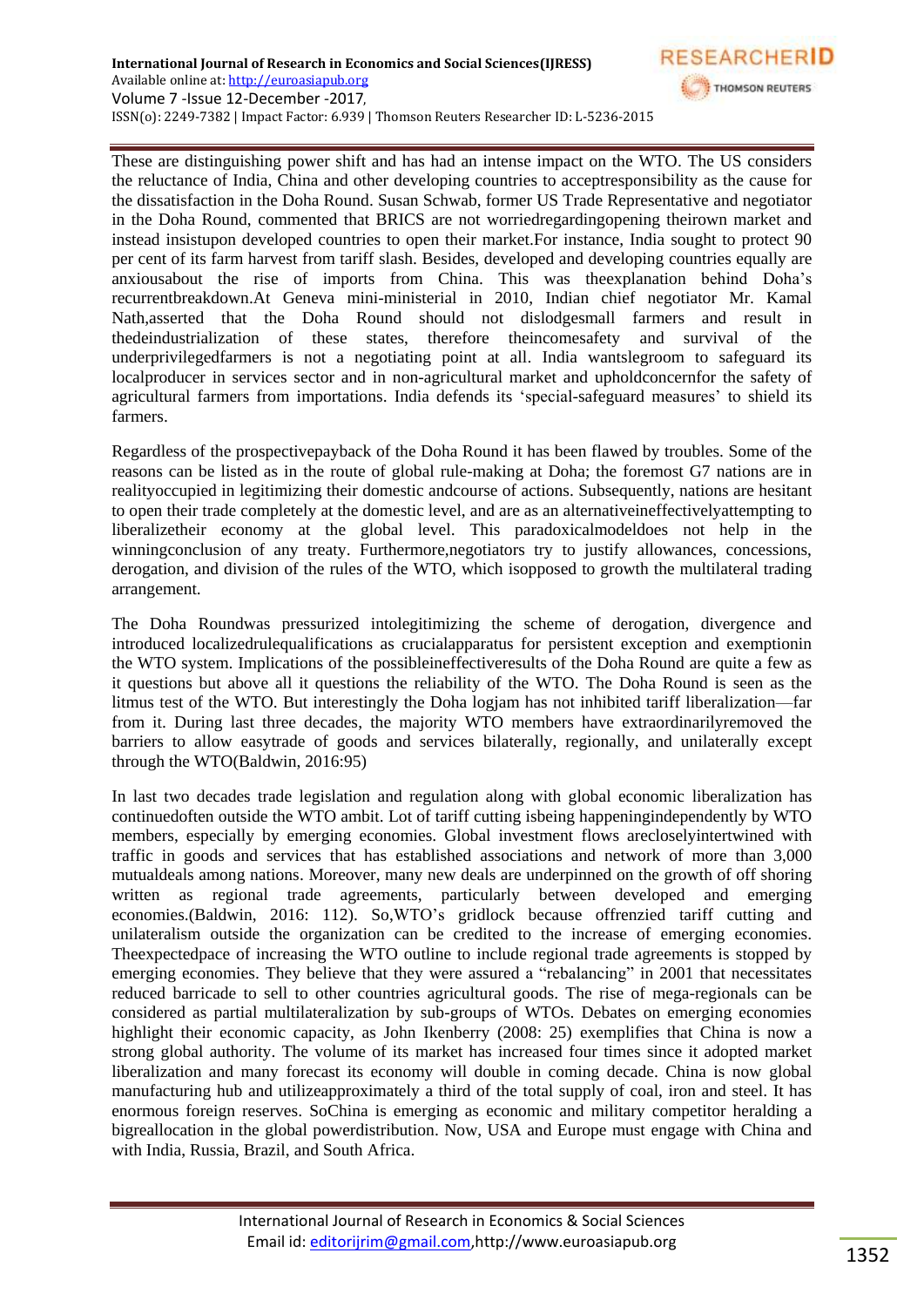These are distinguishing power shift and has had an intense impact on the WTO. The US considers the reluctance of India, China and other developing countries to acceptresponsibility as the cause for the dissatisfaction in the Doha Round. Susan Schwab, former US Trade Representative and negotiator in the Doha Round, commented that BRICS are not worriedregardingopening theirown market and instead insistupon developed countries to open their market.For instance, India sought to protect 90 per cent of its farm harvest from tariff slash. Besides, developed and developing countries equally are anxiousabout the rise of imports from China. This was theexplanation behind Doha's recurrentbreakdown.At Geneva mini-ministerial in 2010, Indian chief negotiator Mr. Kamal Nath,asserted that the Doha Round should not dislodgesmall farmers and result in thedeindustrialization of these states, therefore theincomesafety and survival of the underprivilegedfarmers is not a negotiating point at all. India wantslegroom to safeguard its localproducer in services sector and in non-agricultural market and upholdconcernfor the safety of agricultural farmers from importations. India defends its 'special-safeguard measures' to shield its farmers.

Regardless of the prospectivepayback of the Doha Round it has been flawed by troubles. Some of the reasons can be listed as in the route of global rule-making at Doha; the foremost G7 nations are in realityoccupied in legitimizing their domestic andcourse of actions. Subsequently, nations are hesitant to open their trade completely at the domestic level, and are as an alternativeineffectivelyattempting to liberalizetheir economy at the global level. This paradoxicalmodeldoes not help in the winningconclusion of any treaty. Furthermore,negotiators try to justify allowances, concessions, derogation, and division of the rules of the WTO, which isopposed to growth the multilateral trading arrangement.

The Doha Roundwas pressurized intolegitimizing the scheme of derogation, divergence and introduced localizedrulequalifications as crucialapparatus for persistent exception and exemptionin the WTO system. Implications of the possibleineffectiveresults of the Doha Round are quite a few as it questions but above all it questions the reliability of the WTO. The Doha Round is seen as the litmus test of the WTO. But interestingly the Doha logjam has not inhibited tariff liberalization—far from it. During last three decades, the majority WTO members have extraordinarilyremoved the barriers to allow easytrade of goods and services bilaterally, regionally, and unilaterally except through the WTO(Baldwin, 2016:95)

In last two decades trade legislation and regulation along with global economic liberalization has continuedoften outside the WTO ambit. Lot of tariff cutting isbeing happeningindependently by WTO members, especially by emerging economies. Global investment flows arecloselyintertwined with traffic in goods and services that has established associations and network of more than 3,000 mutualdeals among nations. Moreover, many new deals are underpinned on the growth of off shoring written as regional trade agreements, particularly between developed and emerging economies.(Baldwin, 2016: 112). So,WTO's gridlock because offrenzied tariff cutting and unilateralism outside the organization can be credited to the increase of emerging economies. Theexpectedpace of increasing the WTO outline to include regional trade agreements is stopped by emerging economies. They believe that they were assured a "rebalancing" in 2001 that necessitates reduced barricade to sell to other countries agricultural goods. The rise of mega-regionals can be considered as partial multilateralization by sub-groups of WTOs. Debates on emerging economies highlight their economic capacity, as John Ikenberry (2008: 25) exemplifies that China is now a strong global authority. The volume of its market has increased four times since it adopted market liberalization and many forecast its economy will double in coming decade. China is now global manufacturing hub and utilizeapproximately a third of the total supply of coal, iron and steel. It has enormous foreign reserves. SoChina is emerging as economic and military competitor heralding a bigreallocation in the global powerdistribution. Now, USA and Europe must engage with China and with India, Russia, Brazil, and South Africa.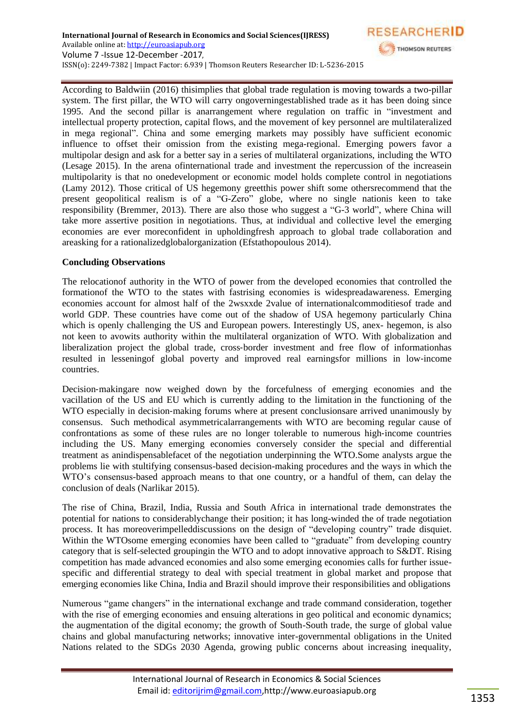According to Baldwiin (2016) thisimplies that global trade regulation is moving towards a two-pillar system. The first pillar, the WTO will carry ongoverningestablished trade as it has been doing since 1995. And the second pillar is anarrangement where regulation on traffic in "investment and intellectual property protection, capital flows, and the movement of key personnel are multilateralized in mega regional". China and some emerging markets may possibly have sufficient economic influence to offset their omission from the existing mega-regional. Emerging powers favor a multipolar design and ask for a better say in a series of multilateral organizations, including the WTO (Lesage 2015). In the arena ofinternational trade and investment the repercussion of the increasein multipolarity is that no onedevelopment or economic model holds complete control in negotiations (Lamy 2012). Those critical of US hegemony greetthis power shift some othersrecommend that the present geopolitical realism is of a "G-Zero" globe, where no single nationis keen to take responsibility (Bremmer, 2013). There are also those who suggest a "G-3 world", where China will take more assertive position in negotiations. Thus, at individual and collective level the emerging economies are ever moreconfident in upholdingfresh approach to global trade collaboration and areasking for a rationalizedglobalorganization (Efstathopoulous 2014).

**Concluding Observations**

The relocationof authority in the WTO of power from the developed economies that controlled the formationof the WTO to the states with fastrising economies is widespreadawareness. Emerging economies account for almost half of the 2wsxxde 2value of internationalcommoditiesof trade and world GDP. These countries have come out of the shadow of USA hegemony particularly China which is openly challenging the US and European powers. Interestingly US, anex- hegemon, is also not keen to avowits authority within the multilateral organization of WTO. With globalization and liberalization project the global trade, cross-border investment and free flow of informationhas resulted in lesseningof global poverty and improved real earningsfor millions in low-income countries.

Decision-makingare now weighed down by the forcefulness of emerging economies and the vacillation of the US and EU which is currently adding to the limitation in the functioning of the WTO especially in decision-making forums where at present conclusionsare arrived unanimously by consensus. Such methodical asymmetricalarrangements with WTO are becoming regular cause of confrontations as some of these rules are no longer tolerable to numerous high-income countries including the US. Many emerging economies conversely consider the special and differential treatment as anindispensablefacet of the negotiation underpinning the WTO.Some analysts argue the problems lie with stultifying consensus-based decision-making procedures and the ways in which the WTO's consensus-based approach means to that one country, or a handful of them, can delay the conclusion of deals (Narlikar 2015).

The rise of China, Brazil, India, Russia and South Africa in international trade demonstrates the potential for nations to considerablychange their position; it has long-winded the of trade negotiation process. It has moreoverimpelleddiscussions on the design of "developing country" trade disquiet. Within the WTOsome emerging economies have been called to "graduate" from developing country category that is self-selected groupingin the WTO and to adopt innovative approach to S&DT. Rising competition has made advanced economies and also some emerging economies calls for further issue-specific and differential strategy to deal with special treatment in global market and propose that emerging economies like China, India and Brazil should improve their responsibilities and obligations

Numerous "game changers" in the international exchange and trade command consideration, together with the rise of emerging economies and ensuing alterations in geo political and economic dynamics; the augmentation of the digital economy; the growth of South-South trade, the surge of global value chains and global manufacturing networks; innovative inter-governmental obligations in the United Nations related to the SDGs 2030 Agenda, growing public concerns about increasing inequality,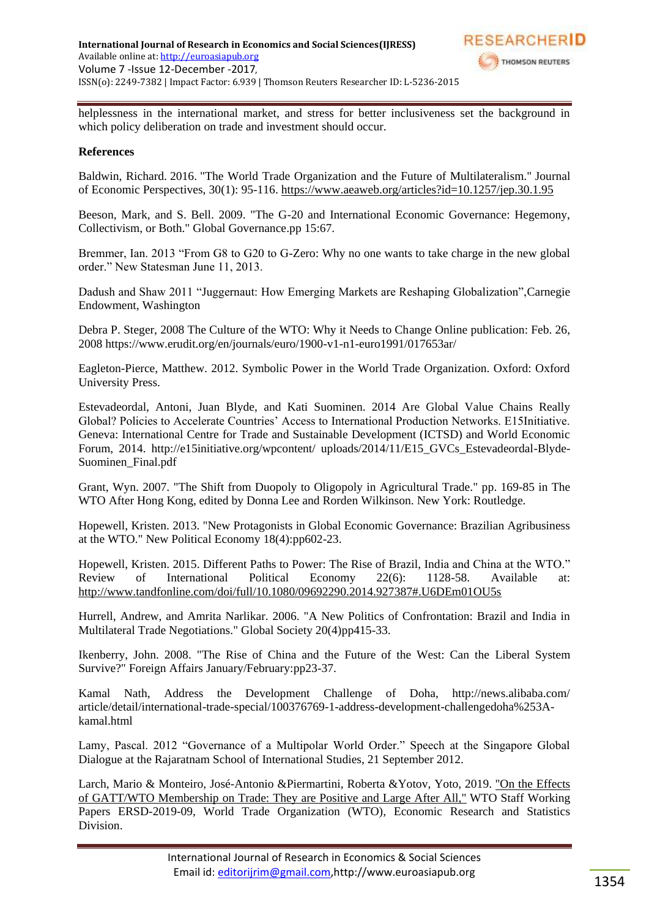helplessness in the international market, and stress for better inclusiveness set the background in which policy deliberation on trade and investment should occur.

**References**

Baldwin, Richard. 2016. "The World Trade Organization and the Future of Multilateralism." Journal of Economic Perspectives, 30(1): 95-116. https://www.aeaweb.org/articles?id=10.1257/jep.30.1.95

Beeson, Mark, and S. Bell. 2009. "The G-20 and International Economic Governance: Hegemony, Collectivism, or Both." Global Governance.pp 15:67.

Bremmer, Ian. 2013 "From G8 to G20 to G-Zero: Why no one wants to take charge in the new global order." New Statesman June 11, 2013.

Dadush and Shaw 2011 "Juggernaut: How Emerging Markets are Reshaping Globalization",Carnegie Endowment, Washington

Debra P. Steger, 2008 The Culture of the WTO: Why it Needs to Change Online publication: Feb. 26, 2008 https://www.erudit.org/en/journals/euro/1900-v1-n1-euro1991/017653ar/

Eagleton-Pierce, Matthew. 2012. Symbolic Power in the World Trade Organization. Oxford: Oxford University Press.

Estevadeordal, Antoni, Juan Blyde, and Kati Suominen. 2014 Are Global Value Chains Really Global? Policies to Accelerate Countries' Access to International Production Networks. E15Initiative. Geneva: International Centre for Trade and Sustainable Development (ICTSD) and World Economic Forum, 2014. http://e15initiative.org/wpcontent/ uploads/2014/11/E15_GVCs_Estevadeordal-Blyde-Suominen_Final.pdf

Grant, Wyn. 2007. "The Shift from Duopoly to Oligopoly in Agricultural Trade." pp. 169-85 in The WTO After Hong Kong, edited by Donna Lee and Rorden Wilkinson. New York: Routledge.

Hopewell, Kristen. 2013. "New Protagonists in Global Economic Governance: Brazilian Agribusiness at the WTO." New Political Economy 18(4):pp602-23.

Hopewell, Kristen. 2015. Different Paths to Power: The Rise of Brazil, India and China at the WTO." Review of International Political Economy 22(6): 1128-58. Available at: http://www.tandfonline.com/doi/full/10.1080/09692290.2014.927387#.U6DEm01OU5s

Hurrell, Andrew, and Amrita Narlikar. 2006. "A New Politics of Confrontation: Brazil and India in Multilateral Trade Negotiations." Global Society 20(4)pp415-33.

Ikenberry, John. 2008. "The Rise of China and the Future of the West: Can the Liberal System Survive?" Foreign Affairs January/February:pp23-37.

Kamal Nath, Address the Development Challenge of Doha, http://news.alibaba.com/ article/detail/international-trade-special/100376769-1-address-development-challengedoha%253A-kamal.html

Lamy, Pascal. 2012 "Governance of a Multipolar World Order." Speech at the Singapore Global Dialogue at the Rajaratnam School of International Studies, 21 September 2012.

Larch, Mario & Monteiro, José-Antonio &Piermartini, Roberta &Yotov, Yoto, 2019. "On the Effects of GATT/WTO Membership on Trade: They are Positive and Large After All," WTO Staff Working Papers ERSD-2019-09, World Trade Organization (WTO), Economic Research and Statistics Division.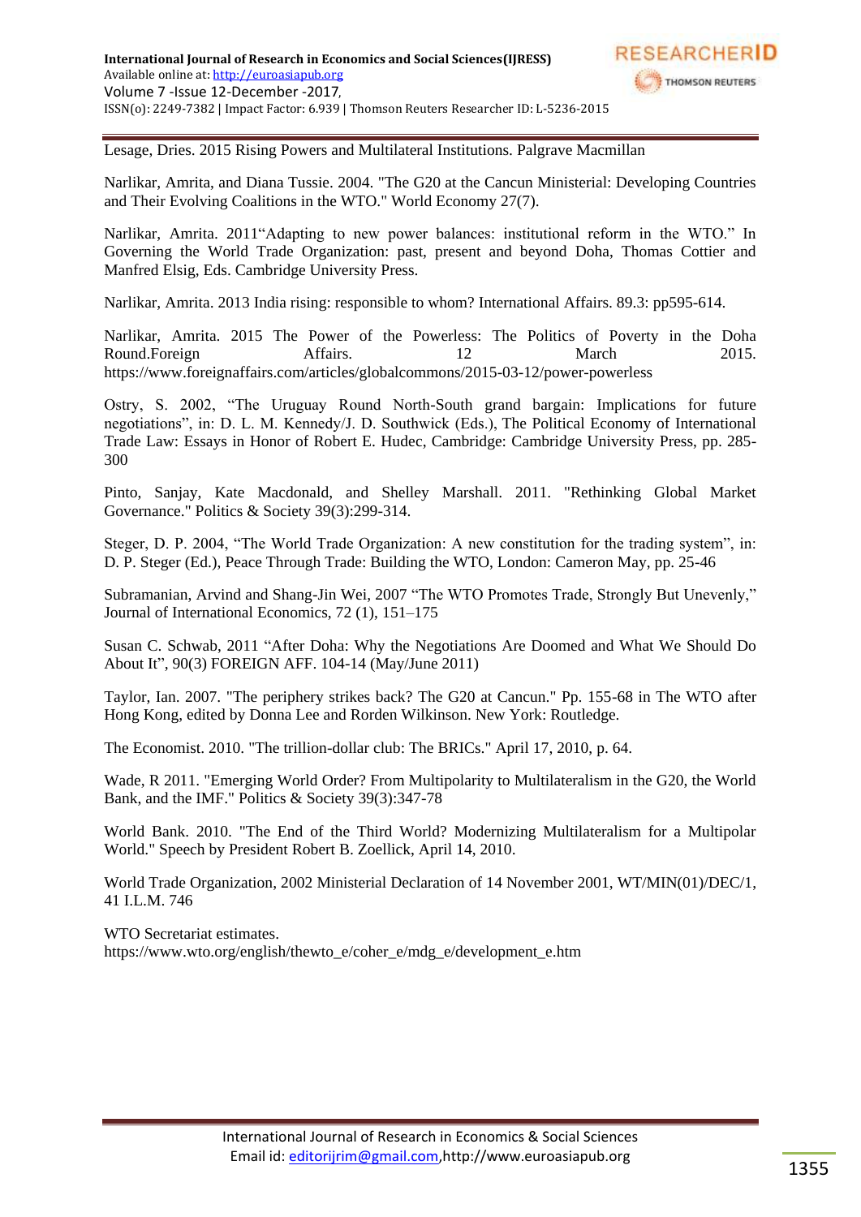Lesage, Dries. 2015 Rising Powers and Multilateral Institutions. Palgrave Macmillan

Narlikar, Amrita, and Diana Tussie. 2004. "The G20 at the Cancun Ministerial: Developing Countries and Their Evolving Coalitions in the WTO." World Economy 27(7).

Narlikar, Amrita. 2011"Adapting to new power balances: institutional reform in the WTO." In Governing the World Trade Organization: past, present and beyond Doha, Thomas Cottier and Manfred Elsig, Eds. Cambridge University Press.

Narlikar, Amrita. 2013 India rising: responsible to whom? International Affairs. 89.3: pp595-614.

Narlikar, Amrita. 2015 The Power of the Powerless: The Politics of Poverty in the Doha Round.Foreign Affairs. 12 March 2015. https://www.foreignaffairs.com/articles/globalcommons/2015-03-12/power-powerless

Ostry, S. 2002, "The Uruguay Round North-South grand bargain: Implications for future negotiations", in: D. L. M. Kennedy/J. D. Southwick (Eds.), The Political Economy of International Trade Law: Essays in Honor of Robert E. Hudec, Cambridge: Cambridge University Press, pp. 285-300

Pinto, Sanjay, Kate Macdonald, and Shelley Marshall. 2011. "Rethinking Global Market Governance." Politics & Society 39(3):299-314.

Steger, D. P. 2004, "The World Trade Organization: A new constitution for the trading system", in: D. P. Steger (Ed.), Peace Through Trade: Building the WTO, London: Cameron May, pp. 25-46

Subramanian, Arvind and Shang-Jin Wei, 2007 "The WTO Promotes Trade, Strongly But Unevenly," Journal of International Economics, 72 (1), 151–175

Susan C. Schwab, 2011 "After Doha: Why the Negotiations Are Doomed and What We Should Do About It", 90(3) FOREIGN AFF. 104-14 (May/June 2011)

Taylor, Ian. 2007. "The periphery strikes back? The G20 at Cancun." Pp. 155-68 in The WTO after Hong Kong, edited by Donna Lee and Rorden Wilkinson. New York: Routledge.

The Economist. 2010. "The trillion-dollar club: The BRICs." April 17, 2010, p. 64.

Wade, R 2011. "Emerging World Order? From Multipolarity to Multilateralism in the G20, the World Bank, and the IMF." Politics & Society 39(3):347-78

World Bank. 2010. "The End of the Third World? Modernizing Multilateralism for a Multipolar World." Speech by President Robert B. Zoellick, April 14, 2010.

World Trade Organization, 2002 Ministerial Declaration of 14 November 2001, WT/MIN(01)/DEC/1, 41 I.L.M. 746

WTO Secretariat estimates. https://www.wto.org/english/thewto_e/coher_e/mdg_e/development_e.htm